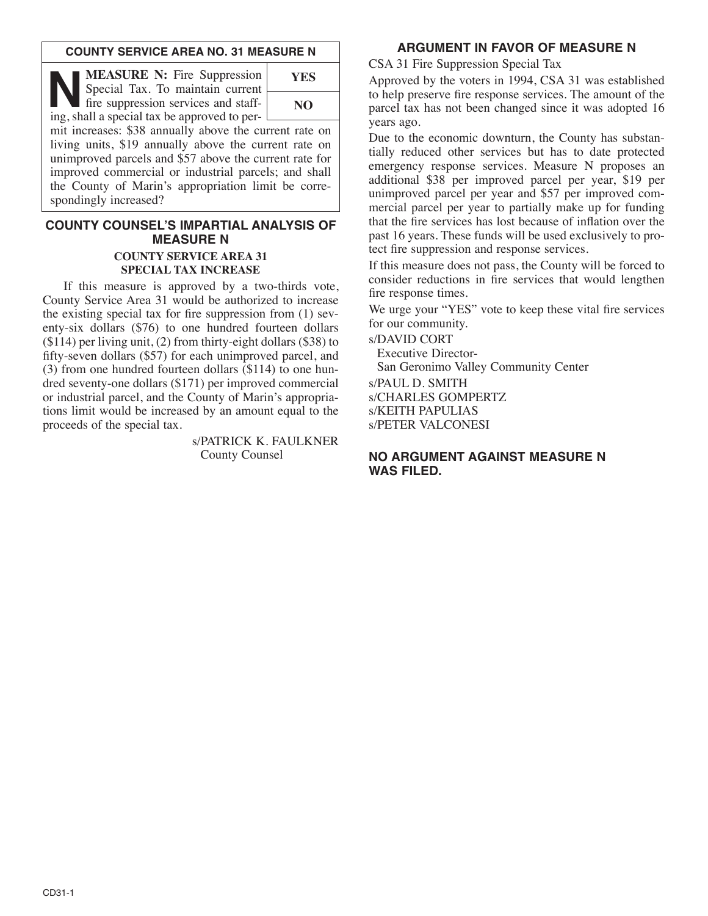## COUNTY SERVICE AREA NO. 31 MEASURE N

**N** **MEASURE N:** Fire Suppression Special Tax. To maintain current fire suppression services and staffing, shall a special tax be approved to permit increases: $38 annually above the current rate on living units, $19 annually above the current rate on unimproved parcels and $57 above the current rate for improved commercial or industrial parcels; and shall the County of Marin's appropriation limit be correspondingly increased?

| YES |
|---|
| NO |

## COUNTY COUNSEL'S IMPARTIAL ANALYSIS OF MEASURE N

### COUNTY SERVICE AREA 31 SPECIAL TAX INCREASE

If this measure is approved by a two-thirds vote, County Service Area 31 would be authorized to increase the existing special tax for fire suppression from (1) seventy-six dollars ($76) to one hundred fourteen dollars ($114) per living unit, (2) from thirty-eight dollars ($38) to fifty-seven dollars ($57) for each unimproved parcel, and (3) from one hundred fourteen dollars ($114) to one hundred seventy-one dollars ($171) per improved commercial or industrial parcel, and the County of Marin's appropriations limit would be increased by an amount equal to the proceeds of the special tax.

s/PATRICK K. FAULKNER
County Counsel

## ARGUMENT IN FAVOR OF MEASURE N

CSA 31 Fire Suppression Special Tax

Approved by the voters in 1994, CSA 31 was established to help preserve fire response services. The amount of the parcel tax has not been changed since it was adopted 16 years ago.

Due to the economic downturn, the County has substantially reduced other services but has to date protected emergency response services. Measure N proposes an additional $38 per improved parcel per year, $19 per unimproved parcel per year and $57 per improved commercial parcel per year to partially make up for funding that the fire services has lost because of inflation over the past 16 years. These funds will be used exclusively to protect fire suppression and response services.

If this measure does not pass, the County will be forced to consider reductions in fire services that would lengthen fire response times.

We urge your "YES" vote to keep these vital fire services for our community.

s/DAVID CORT
Executive Director-
San Geronimo Valley Community Center
s/PAUL D. SMITH
s/CHARLES GOMPERTZ
s/KEITH PAPULIAS
s/PETER VALCONESI

## NO ARGUMENT AGAINST MEASURE N WAS FILED.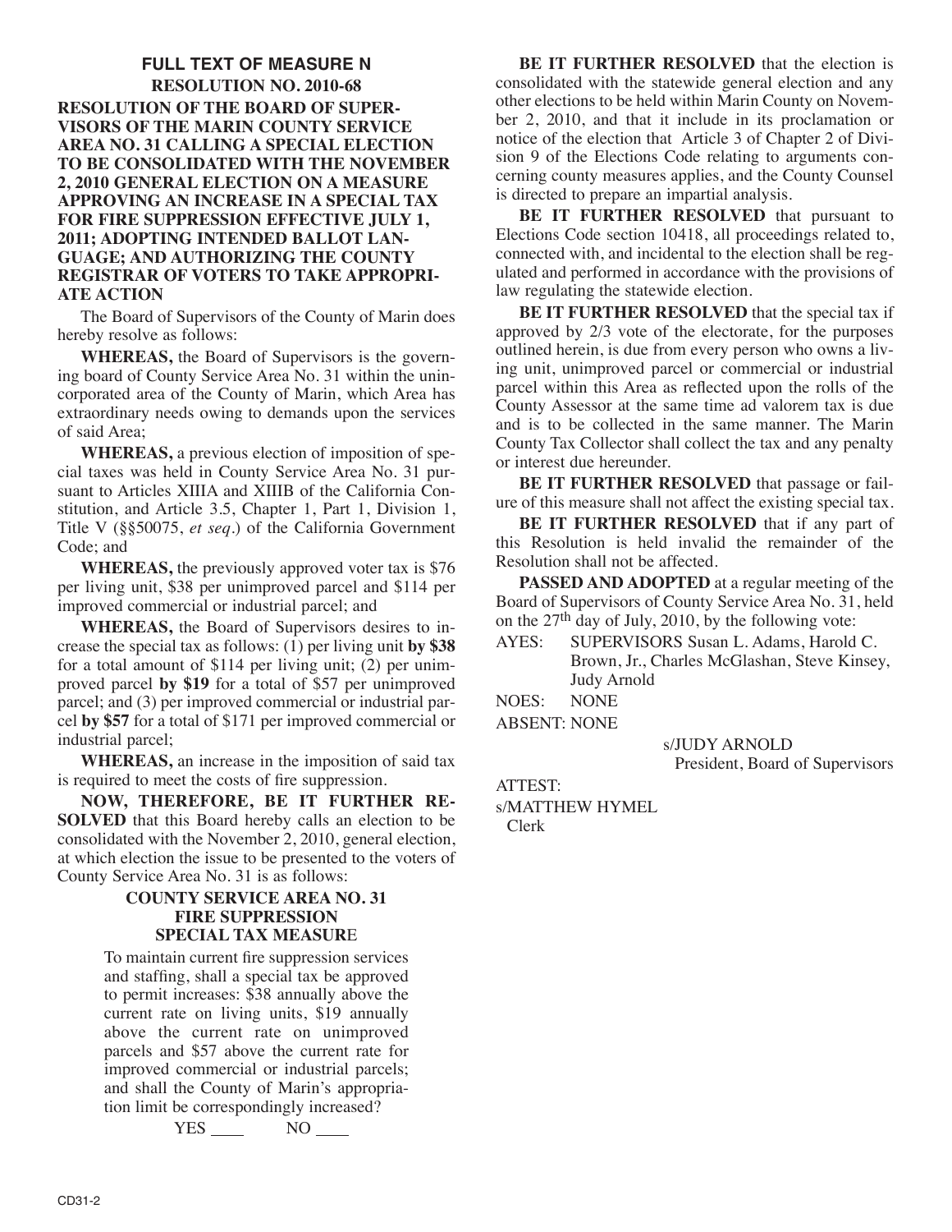## FULL TEXT OF MEASURE N

### RESOLUTION NO. 2010-68

### RESOLUTION OF THE BOARD OF SUPERVISORS OF THE MARIN COUNTY SERVICE AREA NO. 31 CALLING A SPECIAL ELECTION TO BE CONSOLIDATED WITH THE NOVEMBER 2, 2010 GENERAL ELECTION ON A MEASURE APPROVING AN INCREASE IN A SPECIAL TAX FOR FIRE SUPPRESSION EFFECTIVE JULY 1, 2011; ADOPTING INTENDED BALLOT LANGUAGE; AND AUTHORIZING THE COUNTY REGISTRAR OF VOTERS TO TAKE APPROPRIATE ACTION

The Board of Supervisors of the County of Marin does hereby resolve as follows:

**WHEREAS,** the Board of Supervisors is the governing board of County Service Area No. 31 within the unincorporated area of the County of Marin, which Area has extraordinary needs owing to demands upon the services of said Area;

**WHEREAS,** a previous election of imposition of special taxes was held in County Service Area No. 31 pursuant to Articles XIIIA and XIIIB of the California Constitution, and Article 3.5, Chapter 1, Part 1, Division 1, Title V (§§50075, *et seq*.) of the California Government Code; and

**WHEREAS,** the previously approved voter tax is $76 per living unit, $38 per unimproved parcel and $114 per improved commercial or industrial parcel; and

**WHEREAS,** the Board of Supervisors desires to increase the special tax as follows: (1) per living unit **by $38** for a total amount of $114 per living unit; (2) per unimproved parcel **by $19** for a total of $57 per unimproved parcel; and (3) per improved commercial or industrial parcel **by $57** for a total of $171 per improved commercial or industrial parcel;

**WHEREAS,** an increase in the imposition of said tax is required to meet the costs of fire suppression.

**NOW, THEREFORE, BE IT FURTHER RESOLVED** that this Board hereby calls an election to be consolidated with the November 2, 2010, general election, at which election the issue to be presented to the voters of County Service Area No. 31 is as follows:

**COUNTY SERVICE AREA NO. 31**
**FIRE SUPPRESSION**
**SPECIAL TAX MEASURE**

> To maintain current fire suppression services and staffing, shall a special tax be approved to permit increases: $38 annually above the current rate on living units, $19 annually above the current rate on unimproved parcels and $57 above the current rate for improved commercial or industrial parcels; and shall the County of Marin's appropriation limit be correspondingly increased?
>
> YES \_\_\_\_ NO \_\_\_\_

**BE IT FURTHER RESOLVED** that the election is consolidated with the statewide general election and any other elections to be held within Marin County on November 2, 2010, and that it include in its proclamation or notice of the election that Article 3 of Chapter 2 of Division 9 of the Elections Code relating to arguments concerning county measures applies, and the County Counsel is directed to prepare an impartial analysis.

**BE IT FURTHER RESOLVED** that pursuant to Elections Code section 10418, all proceedings related to, connected with, and incidental to the election shall be regulated and performed in accordance with the provisions of law regulating the statewide election.

**BE IT FURTHER RESOLVED** that the special tax if approved by 2/3 vote of the electorate, for the purposes outlined herein, is due from every person who owns a living unit, unimproved parcel or commercial or industrial parcel within this Area as reflected upon the rolls of the County Assessor at the same time ad valorem tax is due and is to be collected in the same manner. The Marin County Tax Collector shall collect the tax and any penalty or interest due hereunder.

**BE IT FURTHER RESOLVED** that passage or failure of this measure shall not affect the existing special tax.

**BE IT FURTHER RESOLVED** that if any part of this Resolution is held invalid the remainder of the Resolution shall not be affected.

**PASSED AND ADOPTED** at a regular meeting of the Board of Supervisors of County Service Area No. 31, held on the 27th day of July, 2010, by the following vote:

AYES: SUPERVISORS Susan L. Adams, Harold C. Brown, Jr., Charles McGlashan, Steve Kinsey, Judy Arnold

NOES: NONE

ABSENT: NONE

s/JUDY ARNOLD
President, Board of Supervisors

ATTEST:
s/MATTHEW HYMEL
Clerk